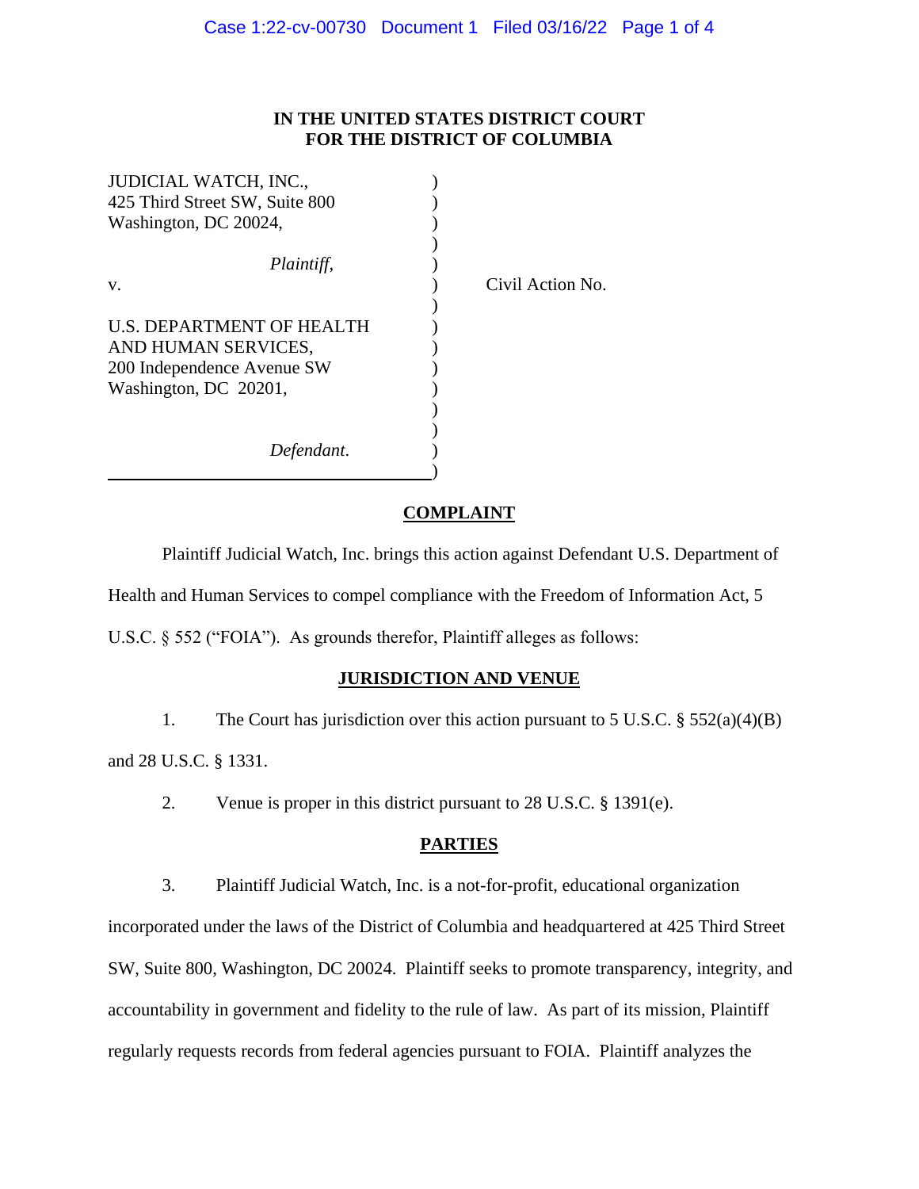**IN THE UNITED STATES DISTRICT COURT**
**FOR THE DISTRICT OF COLUMBIA**

JUDICIAL WATCH, INC.,
425 Third Street SW, Suite 800
Washington, DC 20024,

*Plaintiff*,

v.

U.S. DEPARTMENT OF HEALTH AND HUMAN SERVICES,
200 Independence Avenue SW
Washington, DC 20201,

*Defendant*.

Civil Action No.

## COMPLAINT

Plaintiff Judicial Watch, Inc. brings this action against Defendant U.S. Department of Health and Human Services to compel compliance with the Freedom of Information Act, 5 U.S.C. § 552 ("FOIA"). As grounds therefor, Plaintiff alleges as follows:

## JURISDICTION AND VENUE

1. The Court has jurisdiction over this action pursuant to 5 U.S.C. § 552(a)(4)(B) and 28 U.S.C. § 1331.

2. Venue is proper in this district pursuant to 28 U.S.C. § 1391(e).

## PARTIES

3. Plaintiff Judicial Watch, Inc. is a not-for-profit, educational organization incorporated under the laws of the District of Columbia and headquartered at 425 Third Street SW, Suite 800, Washington, DC 20024. Plaintiff seeks to promote transparency, integrity, and accountability in government and fidelity to the rule of law. As part of its mission, Plaintiff regularly requests records from federal agencies pursuant to FOIA. Plaintiff analyzes the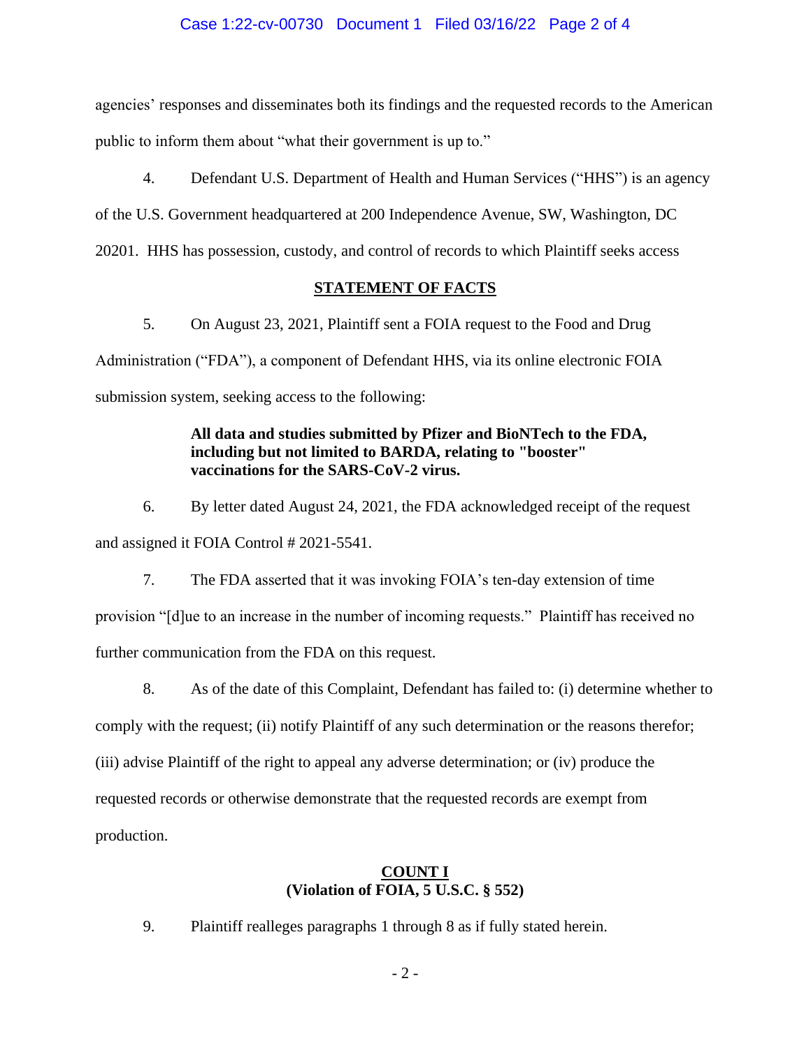agencies' responses and disseminates both its findings and the requested records to the American public to inform them about "what their government is up to."

4. Defendant U.S. Department of Health and Human Services ("HHS") is an agency of the U.S. Government headquartered at 200 Independence Avenue, SW, Washington, DC 20201. HHS has possession, custody, and control of records to which Plaintiff seeks access

## STATEMENT OF FACTS

5. On August 23, 2021, Plaintiff sent a FOIA request to the Food and Drug Administration ("FDA"), a component of Defendant HHS, via its online electronic FOIA submission system, seeking access to the following:

> **All data and studies submitted by Pfizer and BioNTech to the FDA, including but not limited to BARDA, relating to "booster" vaccinations for the SARS-CoV-2 virus.**

6. By letter dated August 24, 2021, the FDA acknowledged receipt of the request and assigned it FOIA Control # 2021-5541.

7. The FDA asserted that it was invoking FOIA's ten-day extension of time provision "[d]ue to an increase in the number of incoming requests." Plaintiff has received no further communication from the FDA on this request.

8. As of the date of this Complaint, Defendant has failed to: (i) determine whether to comply with the request; (ii) notify Plaintiff of any such determination or the reasons therefor; (iii) advise Plaintiff of the right to appeal any adverse determination; or (iv) produce the requested records or otherwise demonstrate that the requested records are exempt from production.

## COUNT I
**(Violation of FOIA, 5 U.S.C. § 552)**

9. Plaintiff realleges paragraphs 1 through 8 as if fully stated herein.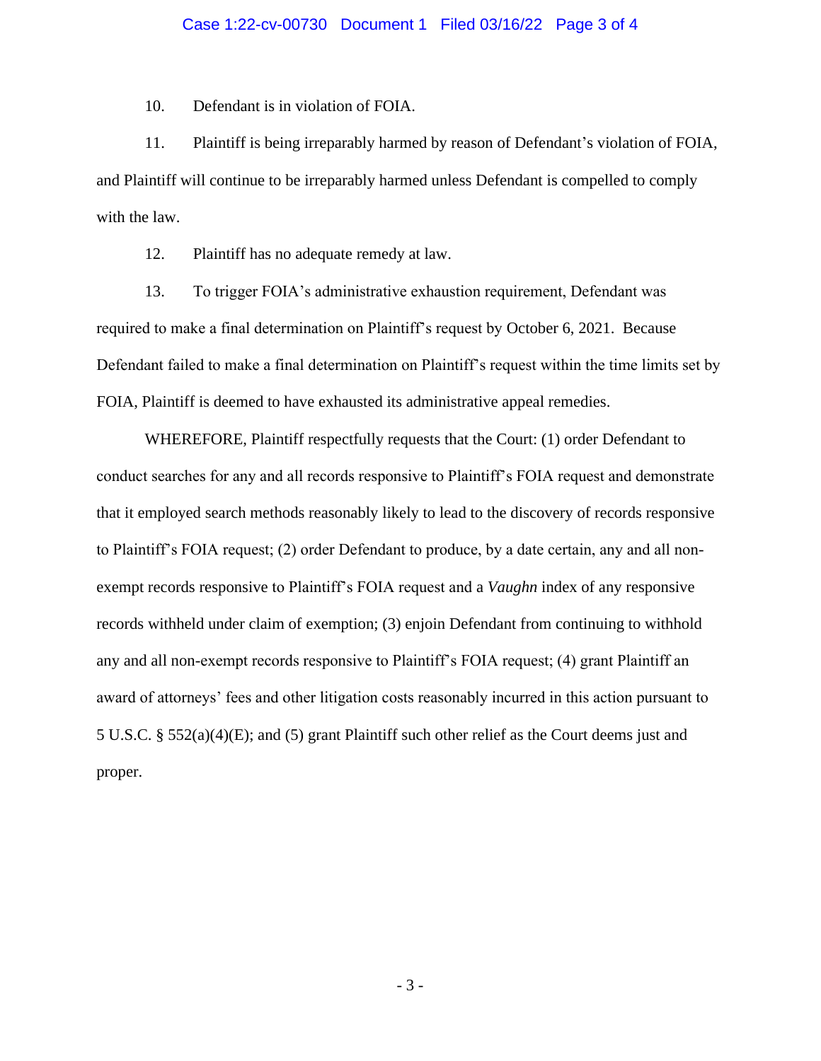10. Defendant is in violation of FOIA.

11. Plaintiff is being irreparably harmed by reason of Defendant's violation of FOIA, and Plaintiff will continue to be irreparably harmed unless Defendant is compelled to comply with the law.

12. Plaintiff has no adequate remedy at law.

13. To trigger FOIA's administrative exhaustion requirement, Defendant was required to make a final determination on Plaintiff's request by October 6, 2021. Because Defendant failed to make a final determination on Plaintiff's request within the time limits set by FOIA, Plaintiff is deemed to have exhausted its administrative appeal remedies.

WHEREFORE, Plaintiff respectfully requests that the Court: (1) order Defendant to conduct searches for any and all records responsive to Plaintiff's FOIA request and demonstrate that it employed search methods reasonably likely to lead to the discovery of records responsive to Plaintiff's FOIA request; (2) order Defendant to produce, by a date certain, any and all non-exempt records responsive to Plaintiff's FOIA request and a *Vaughn* index of any responsive records withheld under claim of exemption; (3) enjoin Defendant from continuing to withhold any and all non-exempt records responsive to Plaintiff's FOIA request; (4) grant Plaintiff an award of attorneys' fees and other litigation costs reasonably incurred in this action pursuant to 5 U.S.C. § 552(a)(4)(E); and (5) grant Plaintiff such other relief as the Court deems just and proper.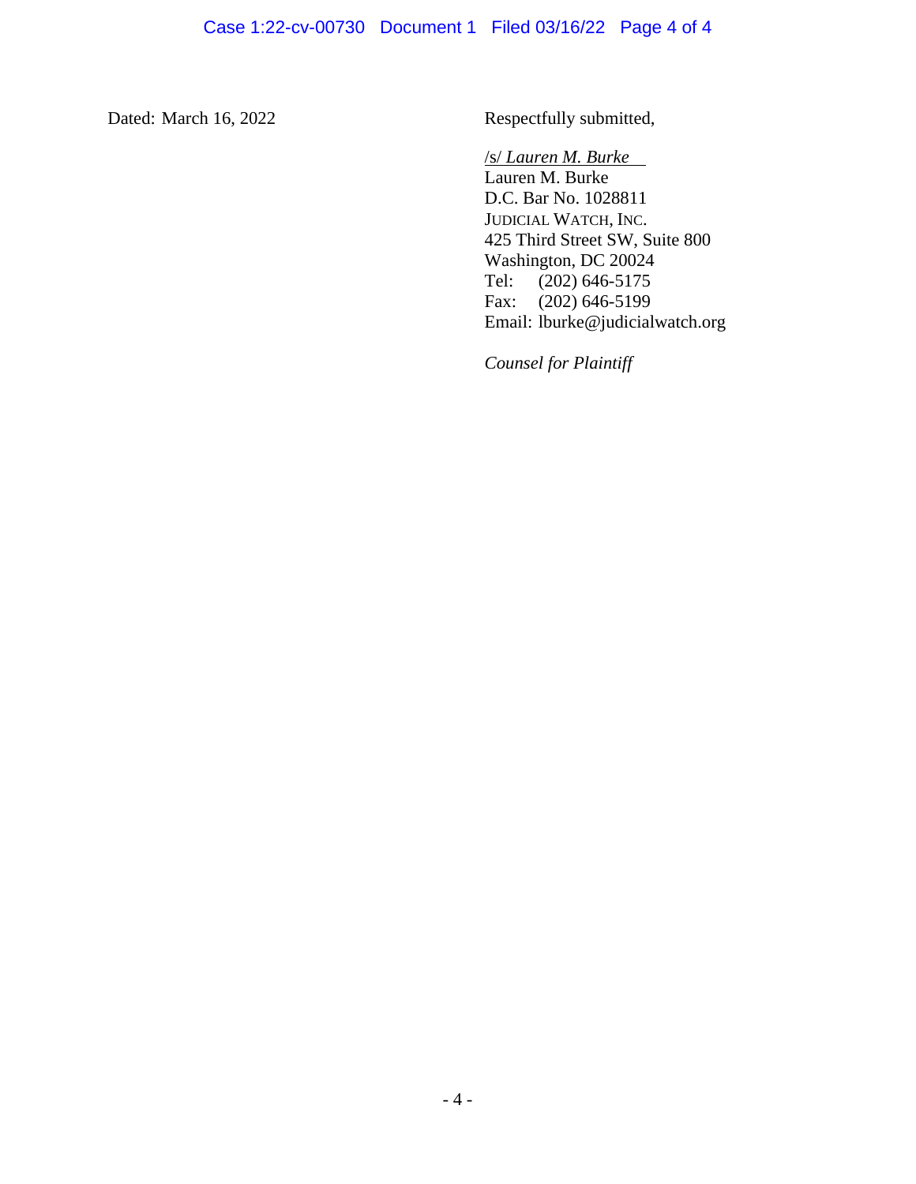Dated: March 16, 2022

Respectfully submitted,

/s/ *Lauren M. Burke*
Lauren M. Burke
D.C. Bar No. 1028811
JUDICIAL WATCH, INC.
425 Third Street SW, Suite 800
Washington, DC 20024
Tel: (202) 646-5175
Fax: (202) 646-5199
Email: lburke@judicialwatch.org

*Counsel for Plaintiff*